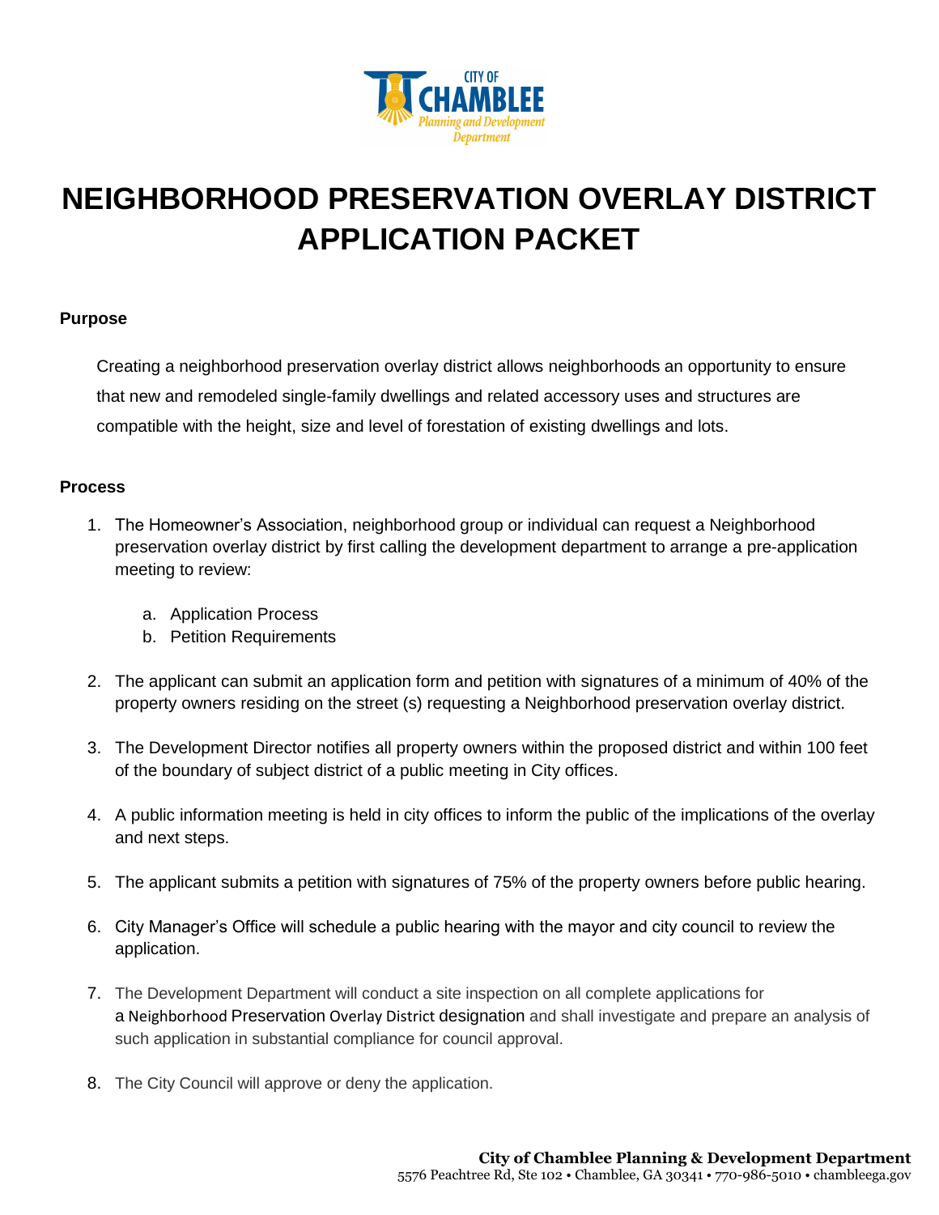# NEIGHBORHOOD PRESERVATION OVERLAY DISTRICT APPLICATION PACKET

### Purpose

Creating a neighborhood preservation overlay district allows neighborhoods an opportunity to ensure that new and remodeled single-family dwellings and related accessory uses and structures are compatible with the height, size and level of forestation of existing dwellings and lots.

### Process

1. The Homeowner's Association, neighborhood group or individual can request a Neighborhood preservation overlay district by first calling the development department to arrange a pre-application meeting to review:

   a. Application Process
   b. Petition Requirements

2. The applicant can submit an application form and petition with signatures of a minimum of 40% of the property owners residing on the street (s) requesting a Neighborhood preservation overlay district.

3. The Development Director notifies all property owners within the proposed district and within 100 feet of the boundary of subject district of a public meeting in City offices.

4. A public information meeting is held in city offices to inform the public of the implications of the overlay and next steps.

5. The applicant submits a petition with signatures of 75% of the property owners before public hearing.

6. City Manager's Office will schedule a public hearing with the mayor and city council to review the application.

7. The Development Department will conduct a site inspection on all complete applications for a Neighborhood Preservation Overlay District designation and shall investigate and prepare an analysis of such application in substantial compliance for council approval.

8. The City Council will approve or deny the application.

**City of Chamblee Planning & Development Department**
5576 Peachtree Rd, Ste 102 • Chamblee, GA 30341 • 770-986-5010 • chambleega.gov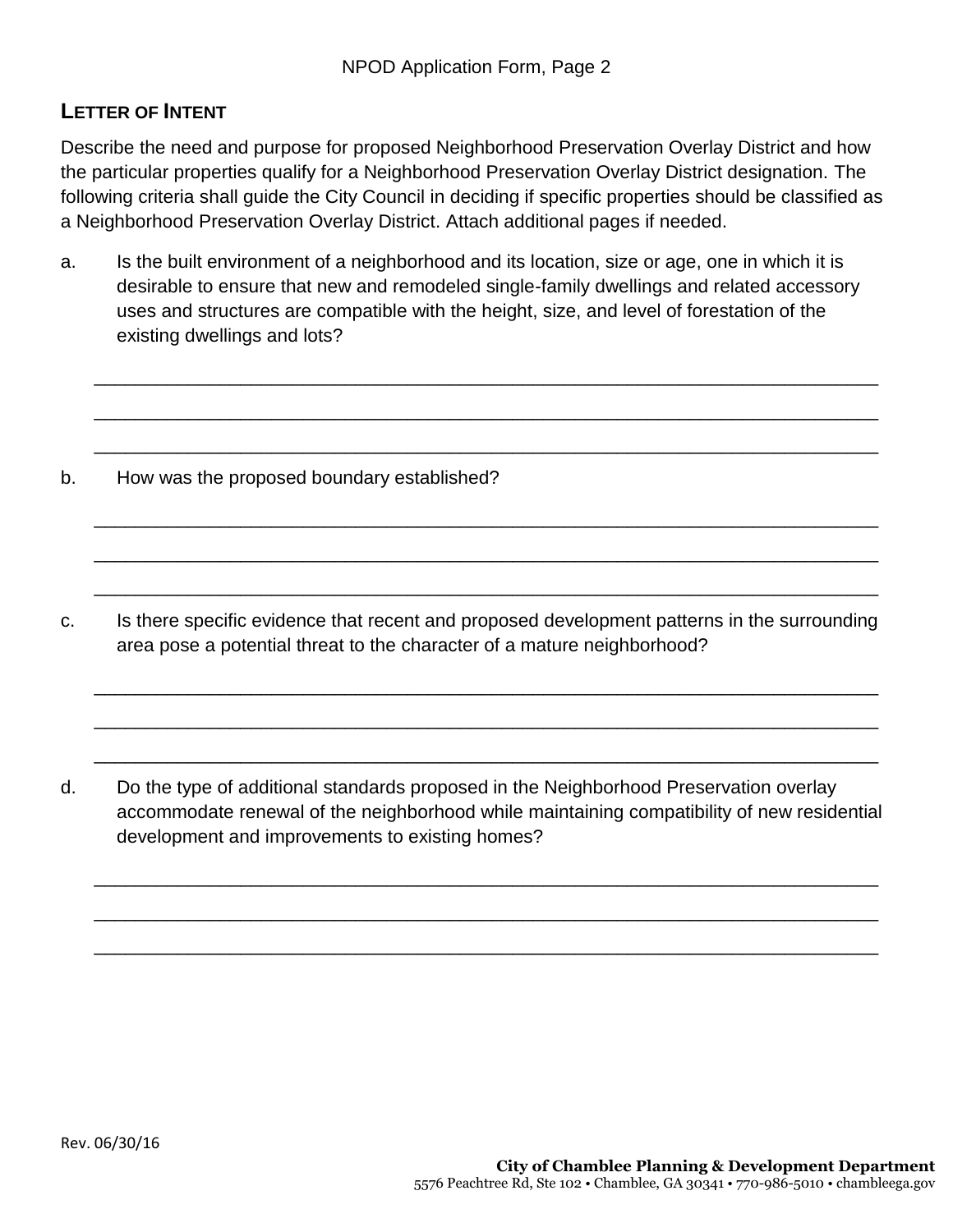## Letter of Intent

Describe the need and purpose for proposed Neighborhood Preservation Overlay District and how the particular properties qualify for a Neighborhood Preservation Overlay District designation. The following criteria shall guide the City Council in deciding if specific properties should be classified as a Neighborhood Preservation Overlay District. Attach additional pages if needed.

a. Is the built environment of a neighborhood and its location, size or age, one in which it is desirable to ensure that new and remodeled single-family dwellings and related accessory uses and structures are compatible with the height, size, and level of forestation of the existing dwellings and lots?

___________________________________________________________________________

___________________________________________________________________________

___________________________________________________________________________

b. How was the proposed boundary established?

___________________________________________________________________________

___________________________________________________________________________

___________________________________________________________________________

c. Is there specific evidence that recent and proposed development patterns in the surrounding area pose a potential threat to the character of a mature neighborhood?

___________________________________________________________________________

___________________________________________________________________________

___________________________________________________________________________

d. Do the type of additional standards proposed in the Neighborhood Preservation overlay accommodate renewal of the neighborhood while maintaining compatibility of new residential development and improvements to existing homes?

___________________________________________________________________________

___________________________________________________________________________

___________________________________________________________________________

Rev. 06/30/16

**City of Chamblee Planning & Development Department**
5576 Peachtree Rd, Ste 102 • Chamblee, GA 30341 • 770-986-5010 • chambleega.gov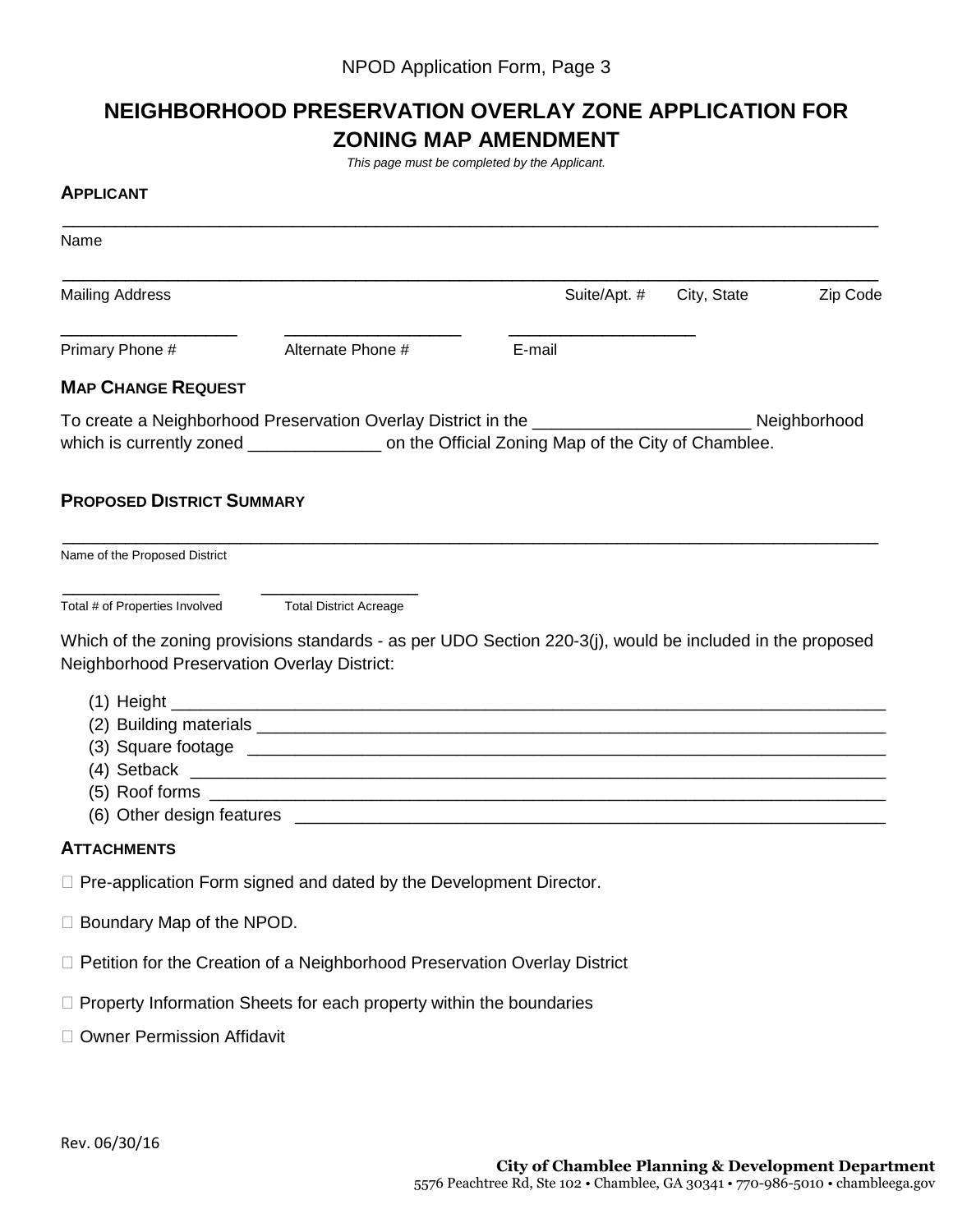# NEIGHBORHOOD PRESERVATION OVERLAY ZONE APPLICATION FOR ZONING MAP AMENDMENT

*This page must be completed by the Applicant.*

## APPLICANT

______________________________________________________________________________

Name

______________________________________________________________________________

Mailing Address | Suite/Apt. # | City, State | Zip Code

___________________ ___________________ ____________________

Primary Phone # | Alternate Phone # | E-mail

## MAP CHANGE REQUEST

To create a Neighborhood Preservation Overlay District in the ______________________ Neighborhood which is currently zoned _____________ on the Official Zoning Map of the City of Chamblee.

## PROPOSED DISTRICT SUMMARY

______________________________________________________________________________

Name of the Proposed District

________________ ________________

Total # of Properties Involved | Total District Acreage

Which of the zoning provisions standards - as per UDO Section 220-3(j), would be included in the proposed Neighborhood Preservation Overlay District:

(1) Height ______________________________________________________________________
(2) Building materials ________________________________________________________________
(3) Square footage ___________________________________________________________________
(4) Setback ______________________________________________________________________
(5) Roof forms ____________________________________________________________________
(6) Other design features ____________________________________________________________

## ATTACHMENTS

☐ Pre-application Form signed and dated by the Development Director.

☐ Boundary Map of the NPOD.

☐ Petition for the Creation of a Neighborhood Preservation Overlay District

☐ Property Information Sheets for each property within the boundaries

☐ Owner Permission Affidavit

Rev. 06/30/16

**City of Chamblee Planning & Development Department**
5576 Peachtree Rd, Ste 102 • Chamblee, GA 30341 • 770-986-5010 • chambleega.gov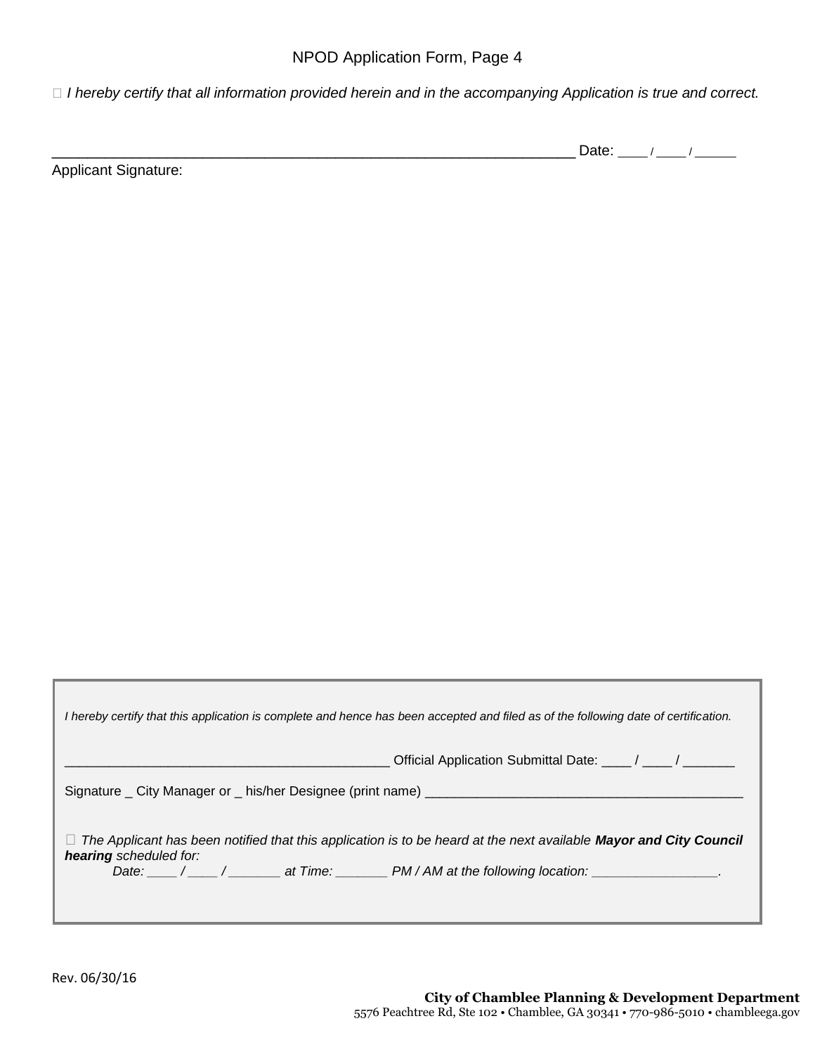NPOD Application Form, Page 4

☐ *I hereby certify that all information provided herein and in the accompanying Application is true and correct.*

_________________________________________________________________ Date: ____ / ____ / ______
Applicant Signature:

*I hereby certify that this application is complete and hence has been accepted and filed as of the following date of certification.*

__________________________________________ Official Application Submittal Date: ____ / ____ / _______

Signature _ City Manager or _ his/her Designee (print name) __________________________________________

☐ *The Applicant has been notified that this application is to be heard at the next available* ***Mayor and City Council hearing*** *scheduled for:*
*Date: ____ / ____ / _______ at Time: _______ PM / AM at the following location: _________________.*

Rev. 06/30/16

**City of Chamblee Planning & Development Department**
5576 Peachtree Rd, Ste 102 • Chamblee, GA 30341 • 770-986-5010 • chambleega.gov